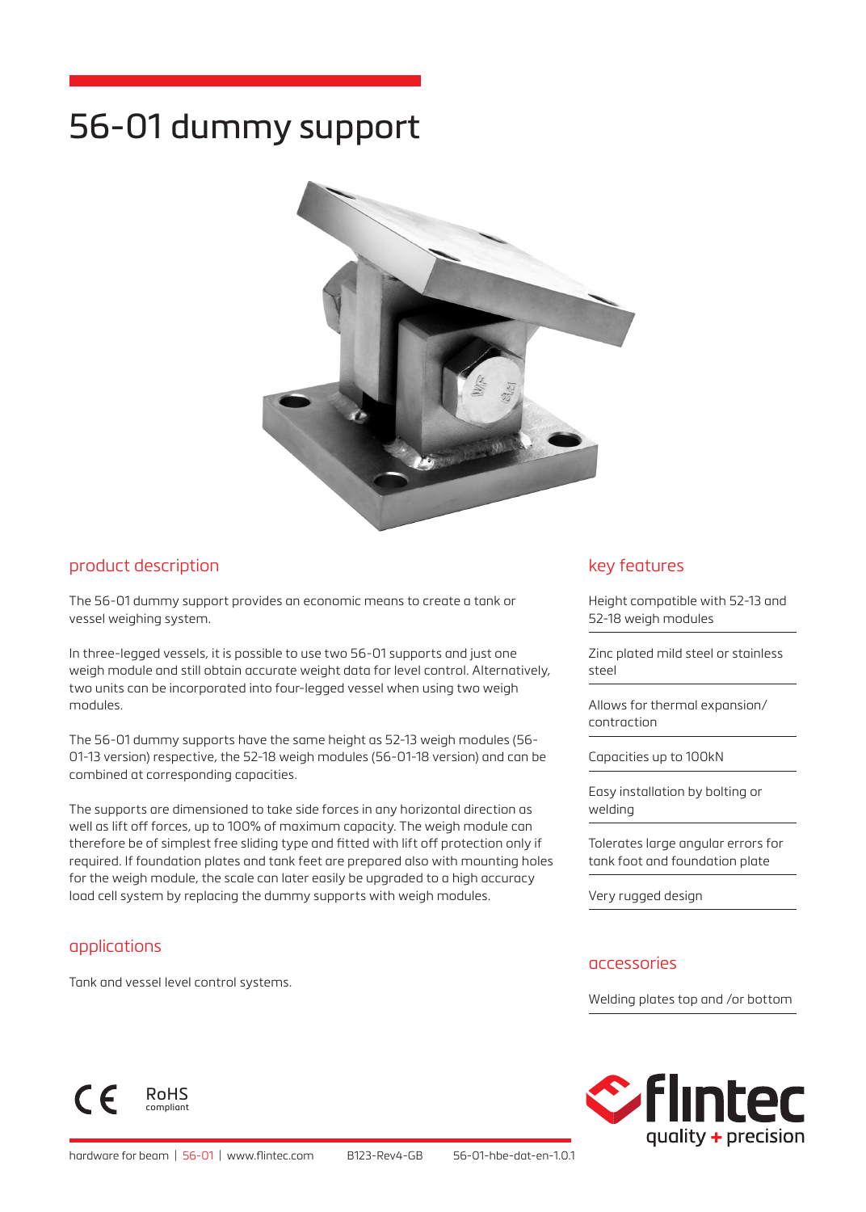# 56-01 dummy support

## product description

The 56-01 dummy support provides an economic means to create a tank or vessel weighing system.

In three-legged vessels, it is possible to use two 56-01 supports and just one weigh module and still obtain accurate weight data for level control. Alternatively, two units can be incorporated into four-legged vessel when using two weigh modules.

The 56-01 dummy supports have the same height as 52-13 weigh modules (56-01-13 version) respective, the 52-18 weigh modules (56-01-18 version) and can be combined at corresponding capacities.

The supports are dimensioned to take side forces in any horizontal direction as well as lift off forces, up to 100% of maximum capacity. The weigh module can therefore be of simplest free sliding type and fitted with lift off protection only if required. If foundation plates and tank feet are prepared also with mounting holes for the weigh module, the scale can later easily be upgraded to a high accuracy load cell system by replacing the dummy supports with weigh modules.

## applications

Tank and vessel level control systems.

## key features

- Height compatible with 52-13 and 52-18 weigh modules
- Zinc plated mild steel or stainless steel
- Allows for thermal expansion/ contraction
- Capacities up to 100kN
- Easy installation by bolting or welding
- Tolerates large angular errors for tank foot and foundation plate
- Very rugged design

## accessories

- Welding plates top and /or bottom

CE RoHS compliant

hardware for beam | 56-01 | www.flintec.com B123-Rev4-GB 56-01-hbe-dat-en-1.0.1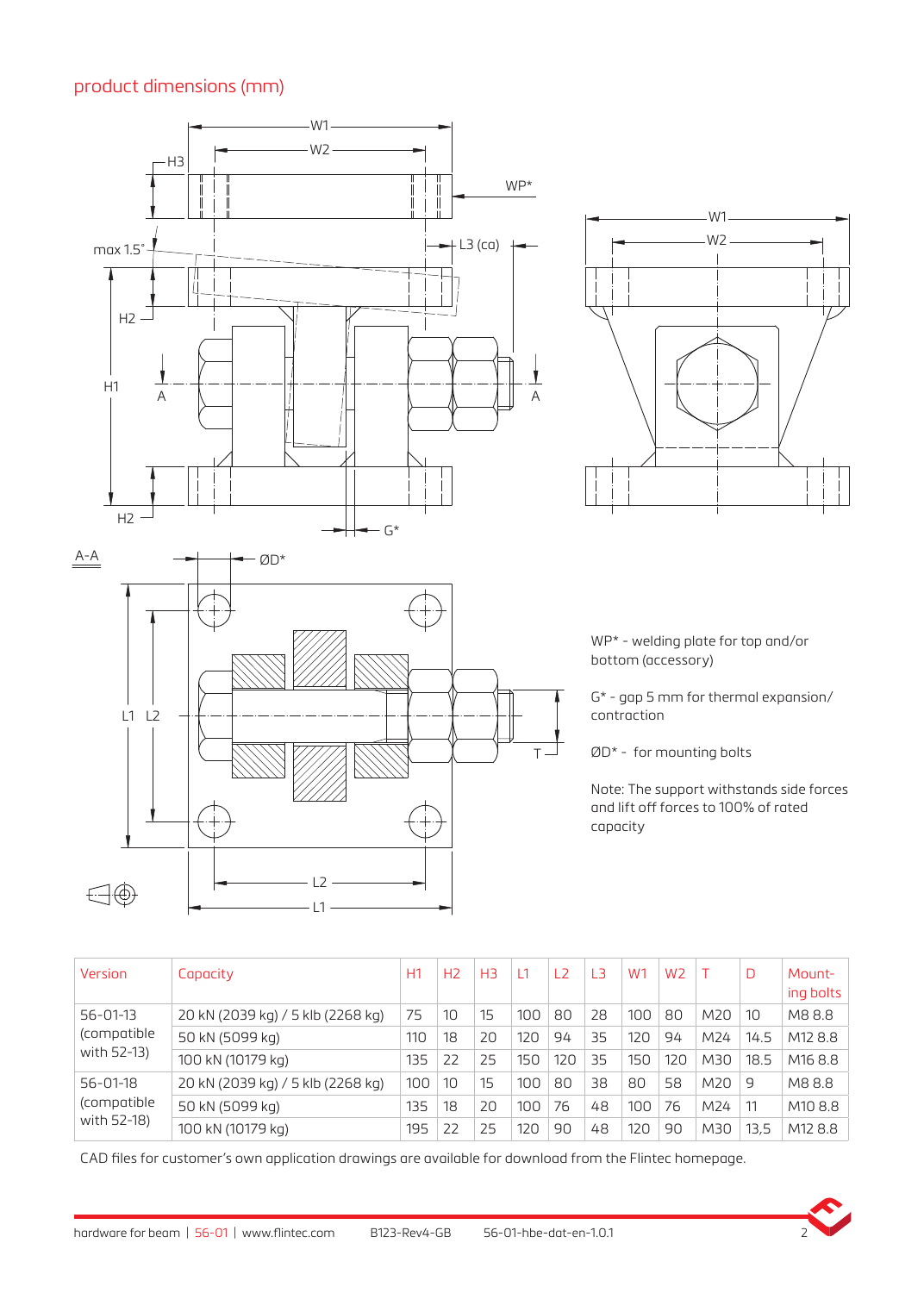## product dimensions (mm)

WP* - welding plate for top and/or bottom (accessory)

G* - gap 5 mm for thermal expansion/ contraction

ØD* - for mounting bolts

Note: The support withstands side forces and lift off forces to 100% of rated capacity

| Version | Capacity | H1 | H2 | H3 | L1 | L2 | L3 | W1 | W2 | T | D | Mount-ing bolts |
|---|---|---|---|---|---|---|---|---|---|---|---|---|
| 56-01-13 (compatible with 52-13) | 20 kN (2039 kg) / 5 klb (2268 kg) | 75 | 10 | 15 | 100 | 80 | 28 | 100 | 80 | M20 | 10 | M8 8.8 |
| | 50 kN (5099 kg) | 110 | 18 | 20 | 120 | 94 | 35 | 120 | 94 | M24 | 14.5 | M12 8.8 |
| | 100 kN (10179 kg) | 135 | 22 | 25 | 150 | 120 | 35 | 150 | 120 | M30 | 18.5 | M16 8.8 |
| 56-01-18 (compatible with 52-18) | 20 kN (2039 kg) / 5 klb (2268 kg) | 100 | 10 | 15 | 100 | 80 | 38 | 80 | 58 | M20 | 9 | M8 8.8 |
| | 50 kN (5099 kg) | 135 | 18 | 20 | 100 | 76 | 48 | 100 | 76 | M24 | 11 | M10 8.8 |
| | 100 kN (10179 kg) | 195 | 22 | 25 | 120 | 90 | 48 | 120 | 90 | M30 | 13,5 | M12 8.8 |

CAD files for customer's own application drawings are available for download from the Flintec homepage.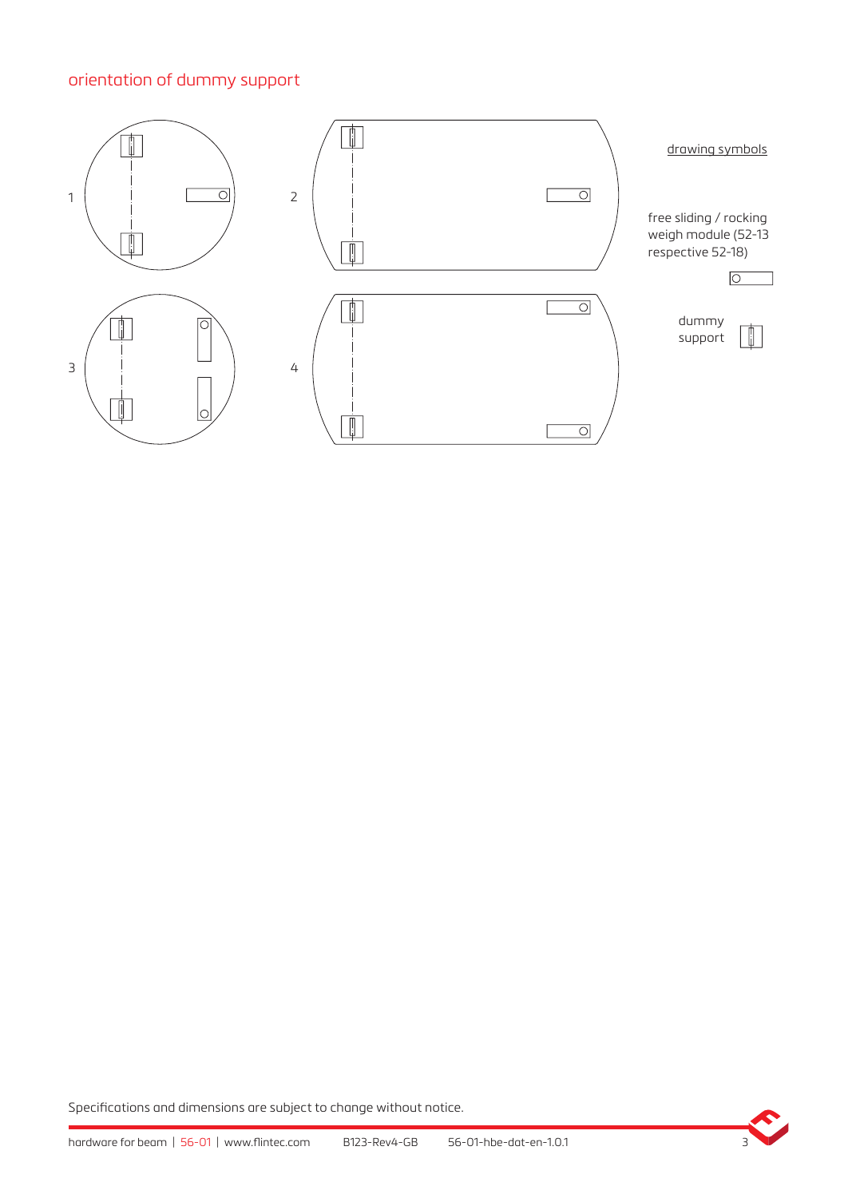## orientation of dummy support

1

2

3

4

drawing symbols

free sliding / rocking weigh module (52-13 respective 52-18)

dummy support

Specifications and dimensions are subject to change without notice.